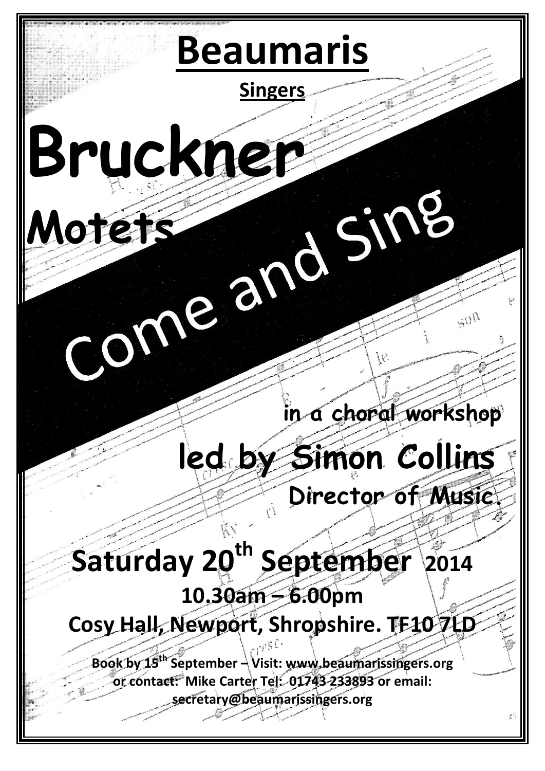# Beaumaris

**Singers**

# Bruckner

## Motets

## Come and Sing

**in a choral workshop**

**led by Simon Collins**

**Director of Music.**

## Saturday 20th September 2014

**10.30am – 6.00pm**

**Cosy Hall, Newport, Shropshire. TF10 7LD**

**Book by 15th September – Visit: www.beaumarissingers.org or contact: Mike Carter Tel: 01743 233893 or email: secretary@beaumarissingers.org**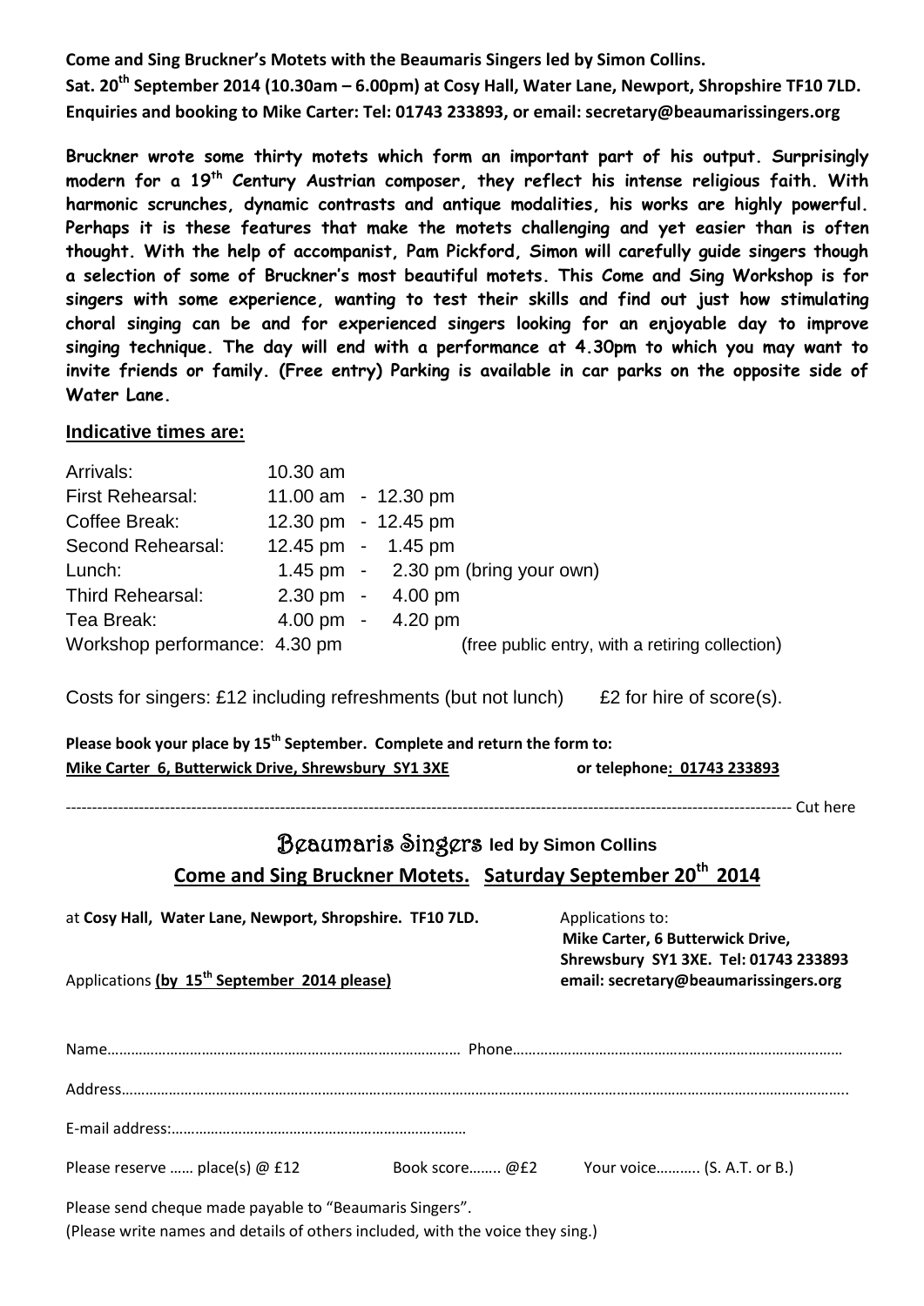**Come and Sing Bruckner's Motets with the Beaumaris Singers led by Simon Collins.**
**Sat. 20th September 2014 (10.30am – 6.00pm) at Cosy Hall, Water Lane, Newport, Shropshire TF10 7LD.**
**Enquiries and booking to Mike Carter: Tel: 01743 233893, or email: secretary@beaumarissingers.org**

**Bruckner wrote some thirty motets which form an important part of his output. Surprisingly modern for a 19th Century Austrian composer, they reflect his intense religious faith. With harmonic scrunches, dynamic contrasts and antique modalities, his works are highly powerful. Perhaps it is these features that make the motets challenging and yet easier than is often thought. With the help of accompanist, Pam Pickford, Simon will carefully guide singers though a selection of some of Bruckner's most beautiful motets. This Come and Sing Workshop is for singers with some experience, wanting to test their skills and find out just how stimulating choral singing can be and for experienced singers looking for an enjoyable day to improve singing technique. The day will end with a performance at 4.30pm to which you may want to invite friends or family. (Free entry) Parking is available in car parks on the opposite side of Water Lane.**

**Indicative times are:**

| | | |
|---|---|---|
| Arrivals: | 10.30 am | |
| First Rehearsal: | 11.00 am - 12.30 pm | |
| Coffee Break: | 12.30 pm - 12.45 pm | |
| Second Rehearsal: | 12.45 pm - 1.45 pm | |
| Lunch: | 1.45 pm - 2.30 pm (bring your own) | |
| Third Rehearsal: | 2.30 pm - 4.00 pm | |
| Tea Break: | 4.00 pm - 4.20 pm | |
| Workshop performance: | 4.30 pm | (free public entry, with a retiring collection) |

Costs for singers: £12 including refreshments (but not lunch)  £2 for hire of score(s).

**Please book your place by 15th September. Complete and return the form to:**
**Mike Carter 6, Butterwick Drive, Shrewsbury SY1 3XE** **or telephone: 01743 233893**

------------------------------------------------------------------------------------------------ Cut here

## Beaumaris Singers led by Simon Collins

## Come and Sing Bruckner Motets. Saturday September 20th 2014

at **Cosy Hall, Water Lane, Newport, Shropshire. TF10 7LD.**

Applications **(by 15th September 2014 please)**

Applications to:
**Mike Carter, 6 Butterwick Drive,**
**Shrewsbury SY1 3XE. Tel: 01743 233893**
**email: secretary@beaumarissingers.org**

Name…………………………………………………………………………… Phone…………………………………………………………………………

Address……………………………………………………………………………………………………………………………………………………………..

E-mail address:…………………………………………………………………

Please reserve …… place(s) @ £12  Book score…….. @£2  Your voice……….. (S. A.T. or B.)

Please send cheque made payable to "Beaumaris Singers".
(Please write names and details of others included, with the voice they sing.)